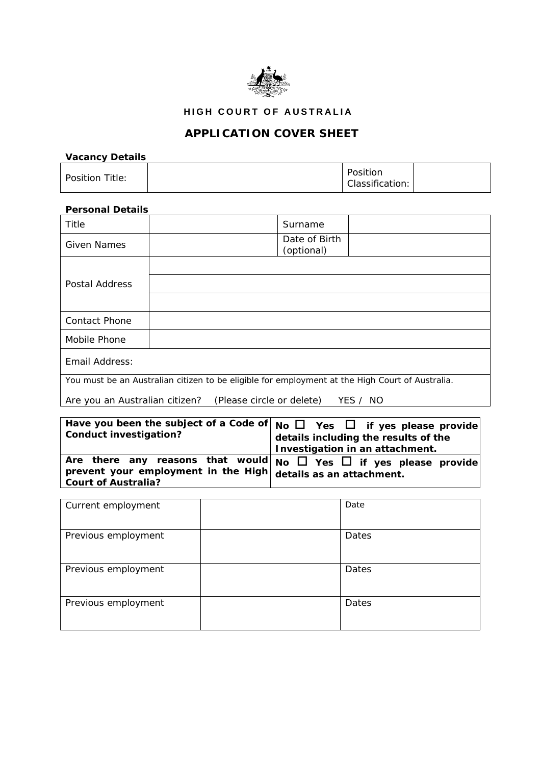**HIGH COURT OF AUSTRALIA**

# APPLICATION COVER SHEET

**Vacancy Details**

| Position Title: | | Position Classification: | |
|---|---|---|---|

**Personal Details**

| Title | | Surname | |
|---|---|---|---|
| Given Names | | Date of Birth (optional) | |
| Postal Address | | | |
| | | | |
| | | | |
| Contact Phone | | | |
| Mobile Phone | | | |
| Email Address: | | | |

You must be an Australian citizen to be eligible for employment at the High Court of Australia.

Are you an Australian citizen? (Please circle or delete) YES / NO

| **Have you been the subject of a Code of Conduct investigation?** | **No ☐ Yes ☐ if yes please provide details including the results of the Investigation in an attachment.** |
|---|---|
| **Are there any reasons that would prevent your employment in the High Court of Australia?** | **No ☐ Yes ☐ if yes please provide details as an attachment.** |

| Current employment | | Date |
|---|---|---|
| Previous employment | | Dates |
| Previous employment | | Dates |
| Previous employment | | Dates |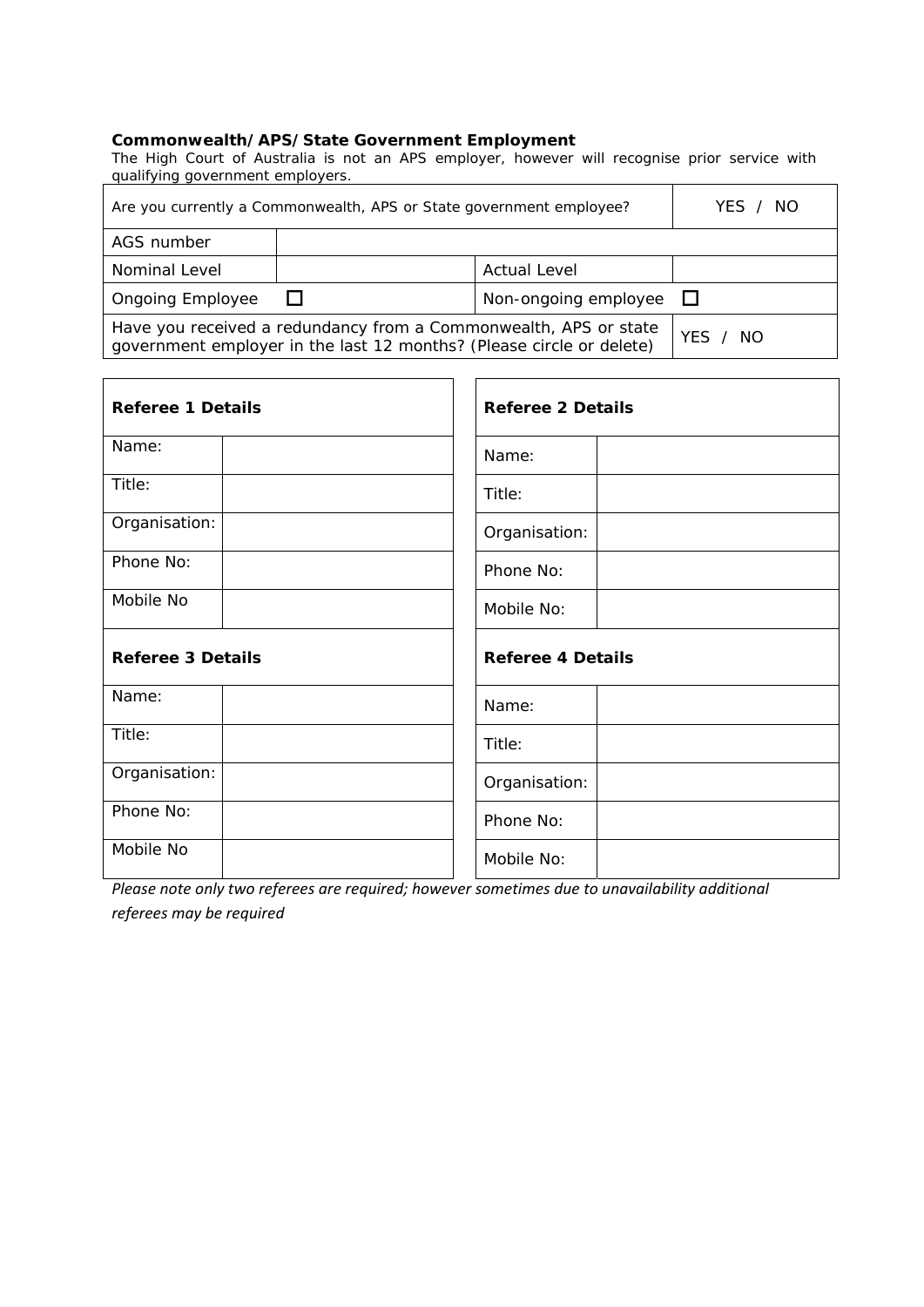**Commonwealth/APS/State Government Employment**

The High Court of Australia is not an APS employer, however will recognise prior service with qualifying government employers.

| | | | |
|---|---|---|---|
| Are you currently a Commonwealth, APS or State government employee? | | | YES / NO |
| AGS number | | | |
| Nominal Level | | Actual Level | |
| Ongoing Employee ☐ | | Non-ongoing employee ☐ | |
| Have you received a redundancy from a Commonwealth, APS or state government employer in the last 12 months? (Please circle or delete) | | | YES / NO |

| **Referee 1 Details** | | **Referee 2 Details** | |
|---|---|---|---|
| Name: | | Name: | |
| Title: | | Title: | |
| Organisation: | | Organisation: | |
| Phone No: | | Phone No: | |
| Mobile No | | Mobile No: | |
| **Referee 3 Details** | | **Referee 4 Details** | |
| Name: | | Name: | |
| Title: | | Title: | |
| Organisation: | | Organisation: | |
| Phone No: | | Phone No: | |
| Mobile No | | Mobile No: | |

*Please note only two referees are required; however sometimes due to unavailability additional referees may be required*